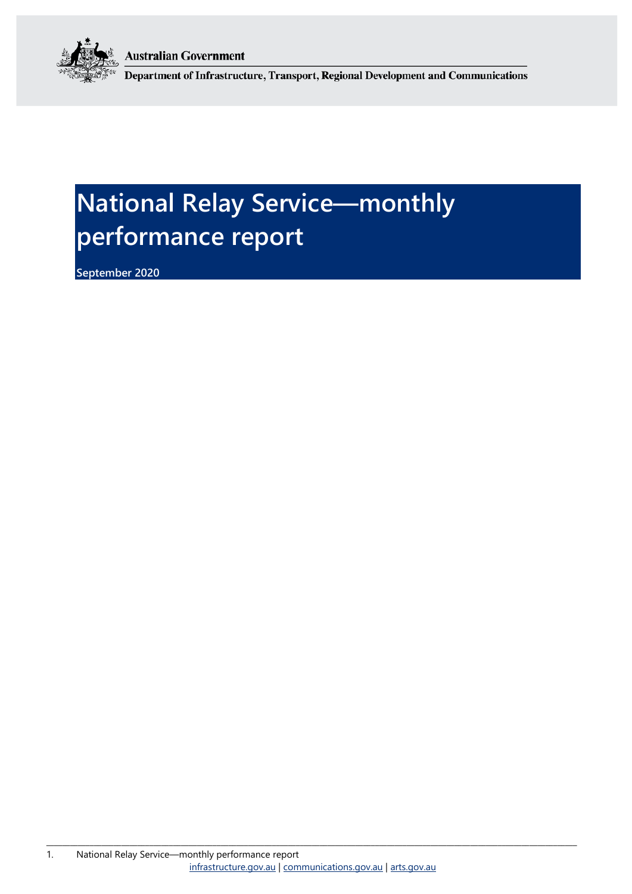**Australian Government**

**Department of Infrastructure, Transport, Regional Development and Communications**

# National Relay Service—monthly performance report

**September 2020**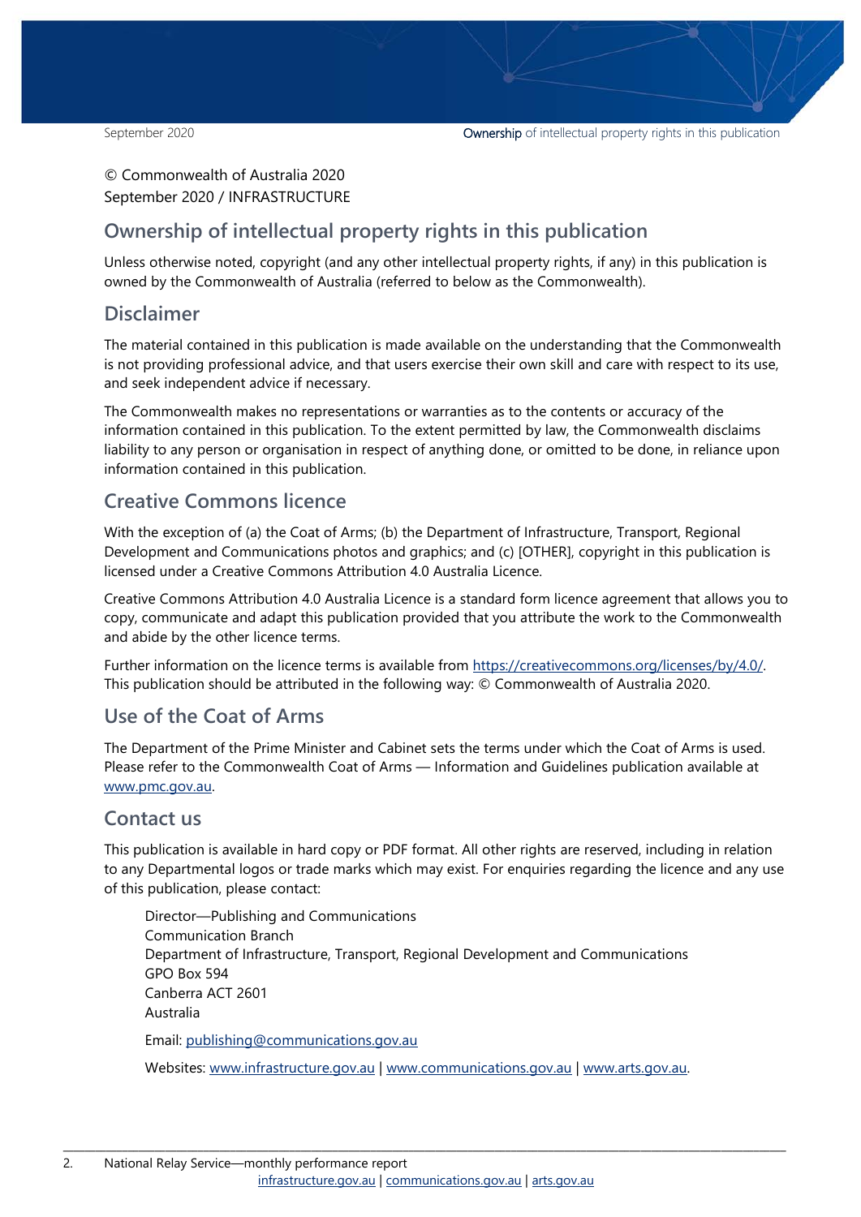© Commonwealth of Australia 2020
September 2020 / INFRASTRUCTURE

## Ownership of intellectual property rights in this publication

Unless otherwise noted, copyright (and any other intellectual property rights, if any) in this publication is owned by the Commonwealth of Australia (referred to below as the Commonwealth).

## Disclaimer

The material contained in this publication is made available on the understanding that the Commonwealth is not providing professional advice, and that users exercise their own skill and care with respect to its use, and seek independent advice if necessary.

The Commonwealth makes no representations or warranties as to the contents or accuracy of the information contained in this publication. To the extent permitted by law, the Commonwealth disclaims liability to any person or organisation in respect of anything done, or omitted to be done, in reliance upon information contained in this publication.

## Creative Commons licence

With the exception of (a) the Coat of Arms; (b) the Department of Infrastructure, Transport, Regional Development and Communications photos and graphics; and (c) [OTHER], copyright in this publication is licensed under a Creative Commons Attribution 4.0 Australia Licence.

Creative Commons Attribution 4.0 Australia Licence is a standard form licence agreement that allows you to copy, communicate and adapt this publication provided that you attribute the work to the Commonwealth and abide by the other licence terms.

Further information on the licence terms is available from https://creativecommons.org/licenses/by/4.0/. This publication should be attributed in the following way: © Commonwealth of Australia 2020.

## Use of the Coat of Arms

The Department of the Prime Minister and Cabinet sets the terms under which the Coat of Arms is used. Please refer to the Commonwealth Coat of Arms — Information and Guidelines publication available at www.pmc.gov.au.

## Contact us

This publication is available in hard copy or PDF format. All other rights are reserved, including in relation to any Departmental logos or trade marks which may exist. For enquiries regarding the licence and any use of this publication, please contact:

Director—Publishing and Communications
Communication Branch
Department of Infrastructure, Transport, Regional Development and Communications
GPO Box 594
Canberra ACT 2601
Australia

Email: publishing@communications.gov.au

Websites: www.infrastructure.gov.au | www.communications.gov.au | www.arts.gov.au.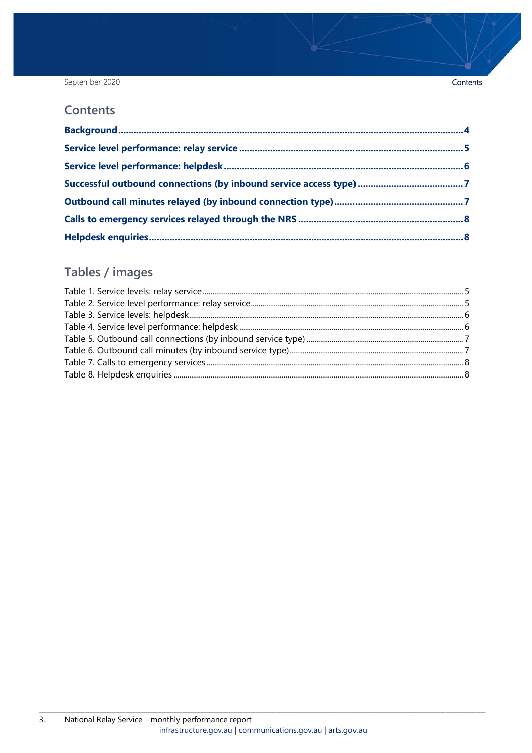## Contents

- **Background** ... 4
- **Service level performance: relay service** ... 5
- **Service level performance: helpdesk** ... 6
- **Successful outbound connections (by inbound service access type)** ... 7
- **Outbound call minutes relayed (by inbound connection type)** ... 7
- **Calls to emergency services relayed through the NRS** ... 8
- **Helpdesk enquiries** ... 8

## Tables / images

- Table 1. Service levels: relay service ... 5
- Table 2. Service level performance: relay service ... 5
- Table 3. Service levels: helpdesk ... 6
- Table 4. Service level performance: helpdesk ... 6
- Table 5. Outbound call connections (by inbound service type) ... 7
- Table 6. Outbound call minutes (by inbound service type) ... 7
- Table 7. Calls to emergency services ... 8
- Table 8. Helpdesk enquiries ... 8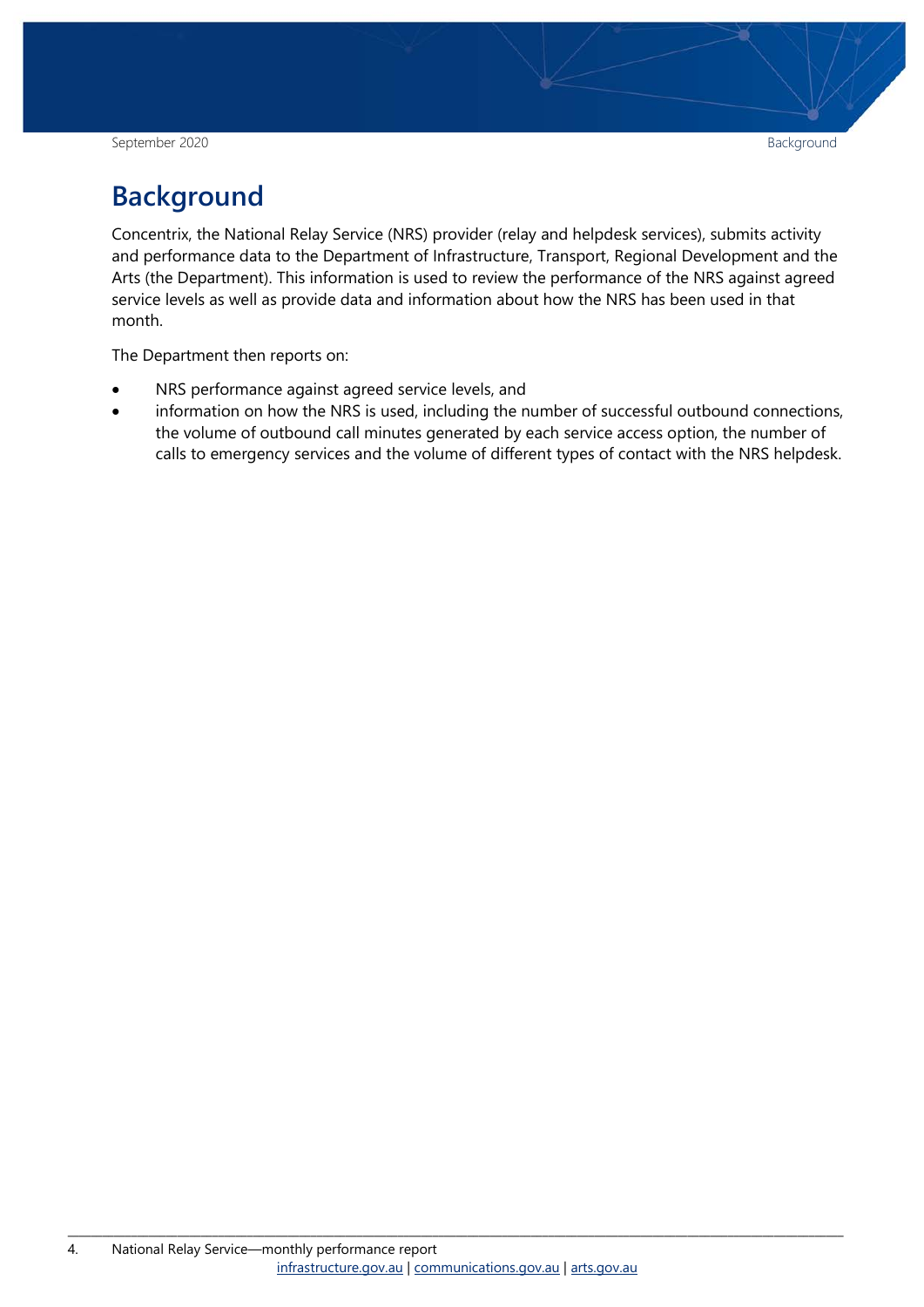# Background

Concentrix, the National Relay Service (NRS) provider (relay and helpdesk services), submits activity and performance data to the Department of Infrastructure, Transport, Regional Development and the Arts (the Department). This information is used to review the performance of the NRS against agreed service levels as well as provide data and information about how the NRS has been used in that month.

The Department then reports on:

- NRS performance against agreed service levels, and
- information on how the NRS is used, including the number of successful outbound connections, the volume of outbound call minutes generated by each service access option, the number of calls to emergency services and the volume of different types of contact with the NRS helpdesk.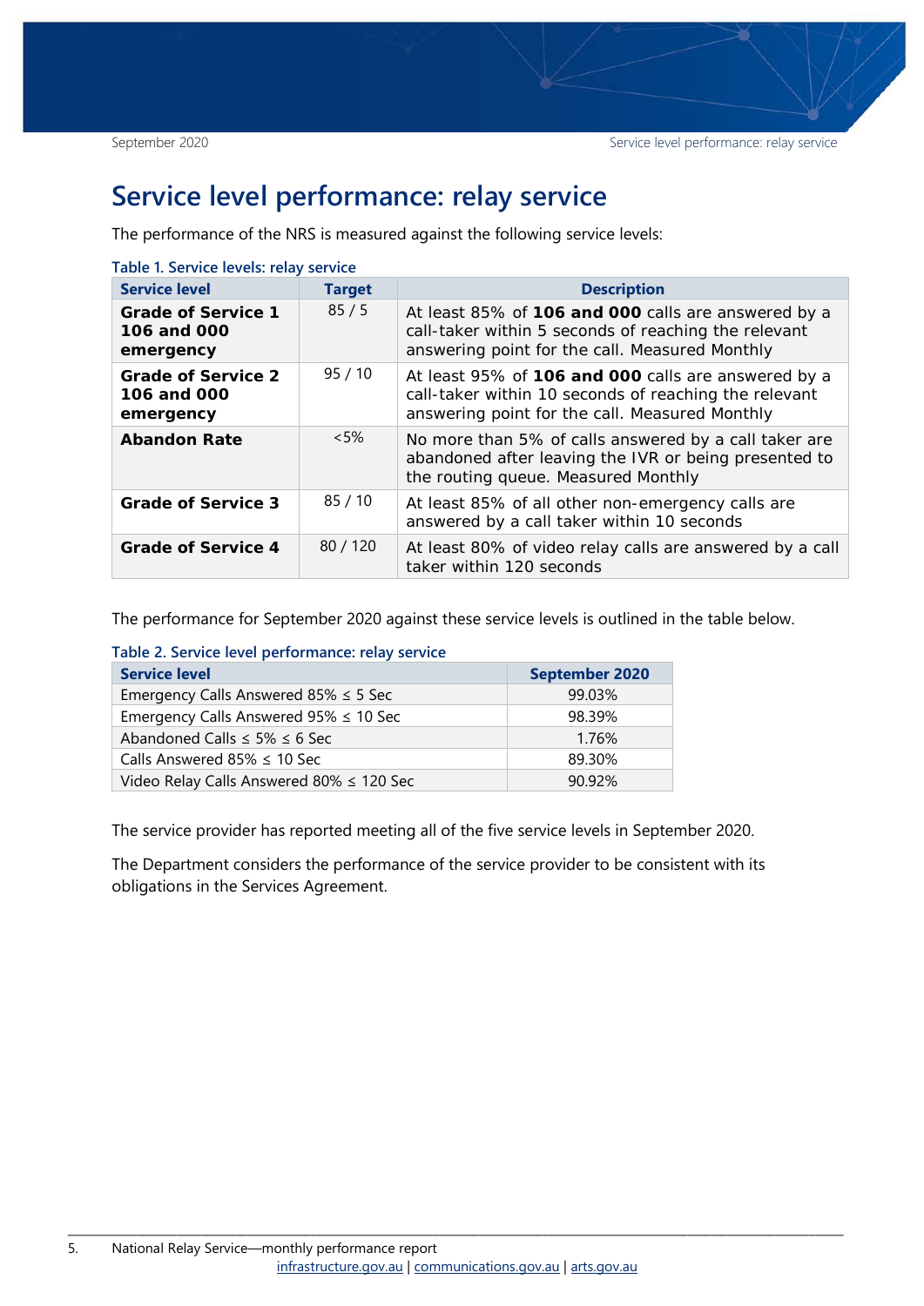# Service level performance: relay service

The performance of the NRS is measured against the following service levels:

Table 1. Service levels: relay service

| Service level | Target | Description |
|---|---|---|
| **Grade of Service 1 106 and 000 emergency** | 85 / 5 | At least 85% of **106 and 000** calls are answered by a call-taker within 5 seconds of reaching the relevant answering point for the call. Measured Monthly |
| **Grade of Service 2 106 and 000 emergency** | 95 / 10 | At least 95% of **106 and 000** calls are answered by a call-taker within 10 seconds of reaching the relevant answering point for the call. Measured Monthly |
| **Abandon Rate** | <5% | No more than 5% of calls answered by a call taker are abandoned after leaving the IVR or being presented to the routing queue. Measured Monthly |
| **Grade of Service 3** | 85 / 10 | At least 85% of all other non-emergency calls are answered by a call taker within 10 seconds |
| **Grade of Service 4** | 80 / 120 | At least 80% of video relay calls are answered by a call taker within 120 seconds |

The performance for September 2020 against these service levels is outlined in the table below.

Table 2. Service level performance: relay service

| Service level | September 2020 |
|---|---|
| Emergency Calls Answered 85% ≤ 5 Sec | 99.03% |
| Emergency Calls Answered 95% ≤ 10 Sec | 98.39% |
| Abandoned Calls ≤ 5% ≤ 6 Sec | 1.76% |
| Calls Answered 85% ≤ 10 Sec | 89.30% |
| Video Relay Calls Answered 80% ≤ 120 Sec | 90.92% |

The service provider has reported meeting all of the five service levels in September 2020.

The Department considers the performance of the service provider to be consistent with its obligations in the Services Agreement.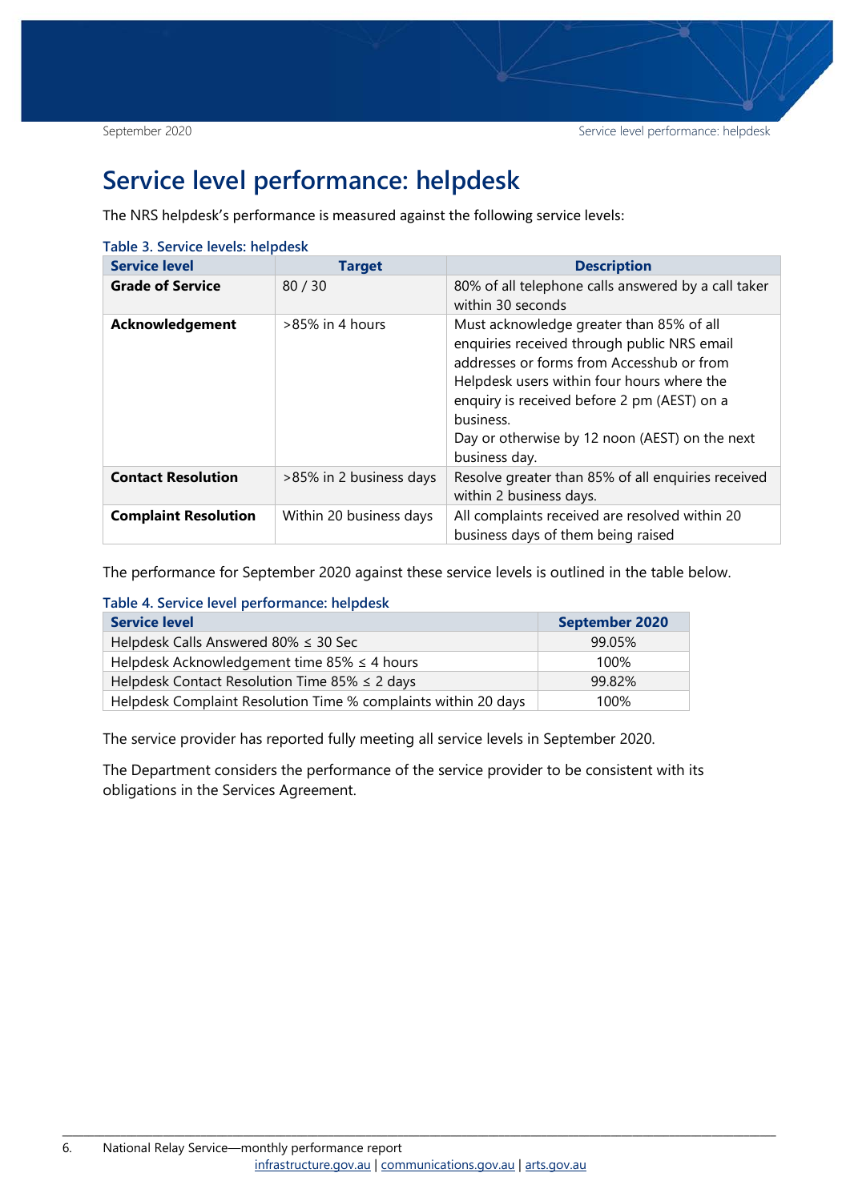# Service level performance: helpdesk

The NRS helpdesk's performance is measured against the following service levels:

Table 3. Service levels: helpdesk

| Service level | Target | Description |
|---|---|---|
| **Grade of Service** | 80 / 30 | 80% of all telephone calls answered by a call taker within 30 seconds |
| **Acknowledgement** | >85% in 4 hours | Must acknowledge greater than 85% of all enquiries received through public NRS email addresses or forms from Accesshub or from Helpdesk users within four hours where the enquiry is received before 2 pm (AEST) on a business.<br>Day or otherwise by 12 noon (AEST) on the next business day. |
| **Contact Resolution** | >85% in 2 business days | Resolve greater than 85% of all enquiries received within 2 business days. |
| **Complaint Resolution** | Within 20 business days | All complaints received are resolved within 20 business days of them being raised |

The performance for September 2020 against these service levels is outlined in the table below.

Table 4. Service level performance: helpdesk

| Service level | September 2020 |
|---|---|
| Helpdesk Calls Answered 80% ≤ 30 Sec | 99.05% |
| Helpdesk Acknowledgement time 85% ≤ 4 hours | 100% |
| Helpdesk Contact Resolution Time 85% ≤ 2 days | 99.82% |
| Helpdesk Complaint Resolution Time % complaints within 20 days | 100% |

The service provider has reported fully meeting all service levels in September 2020.

The Department considers the performance of the service provider to be consistent with its obligations in the Services Agreement.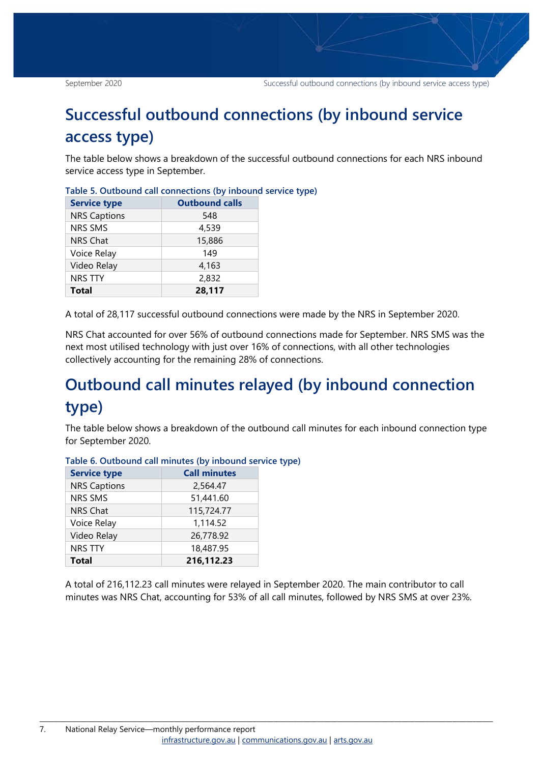# Successful outbound connections (by inbound service access type)

The table below shows a breakdown of the successful outbound connections for each NRS inbound service access type in September.

**Table 5. Outbound call connections (by inbound service type)**

| Service type | Outbound calls |
|---|---|
| NRS Captions | 548 |
| NRS SMS | 4,539 |
| NRS Chat | 15,886 |
| Voice Relay | 149 |
| Video Relay | 4,163 |
| NRS TTY | 2,832 |
| **Total** | **28,117** |

A total of 28,117 successful outbound connections were made by the NRS in September 2020.

NRS Chat accounted for over 56% of outbound connections made for September. NRS SMS was the next most utilised technology with just over 16% of connections, with all other technologies collectively accounting for the remaining 28% of connections.

# Outbound call minutes relayed (by inbound connection type)

The table below shows a breakdown of the outbound call minutes for each inbound connection type for September 2020.

**Table 6. Outbound call minutes (by inbound service type)**

| Service type | Call minutes |
|---|---|
| NRS Captions | 2,564.47 |
| NRS SMS | 51,441.60 |
| NRS Chat | 115,724.77 |
| Voice Relay | 1,114.52 |
| Video Relay | 26,778.92 |
| NRS TTY | 18,487.95 |
| **Total** | **216,112.23** |

A total of 216,112.23 call minutes were relayed in September 2020. The main contributor to call minutes was NRS Chat, accounting for 53% of all call minutes, followed by NRS SMS at over 23%.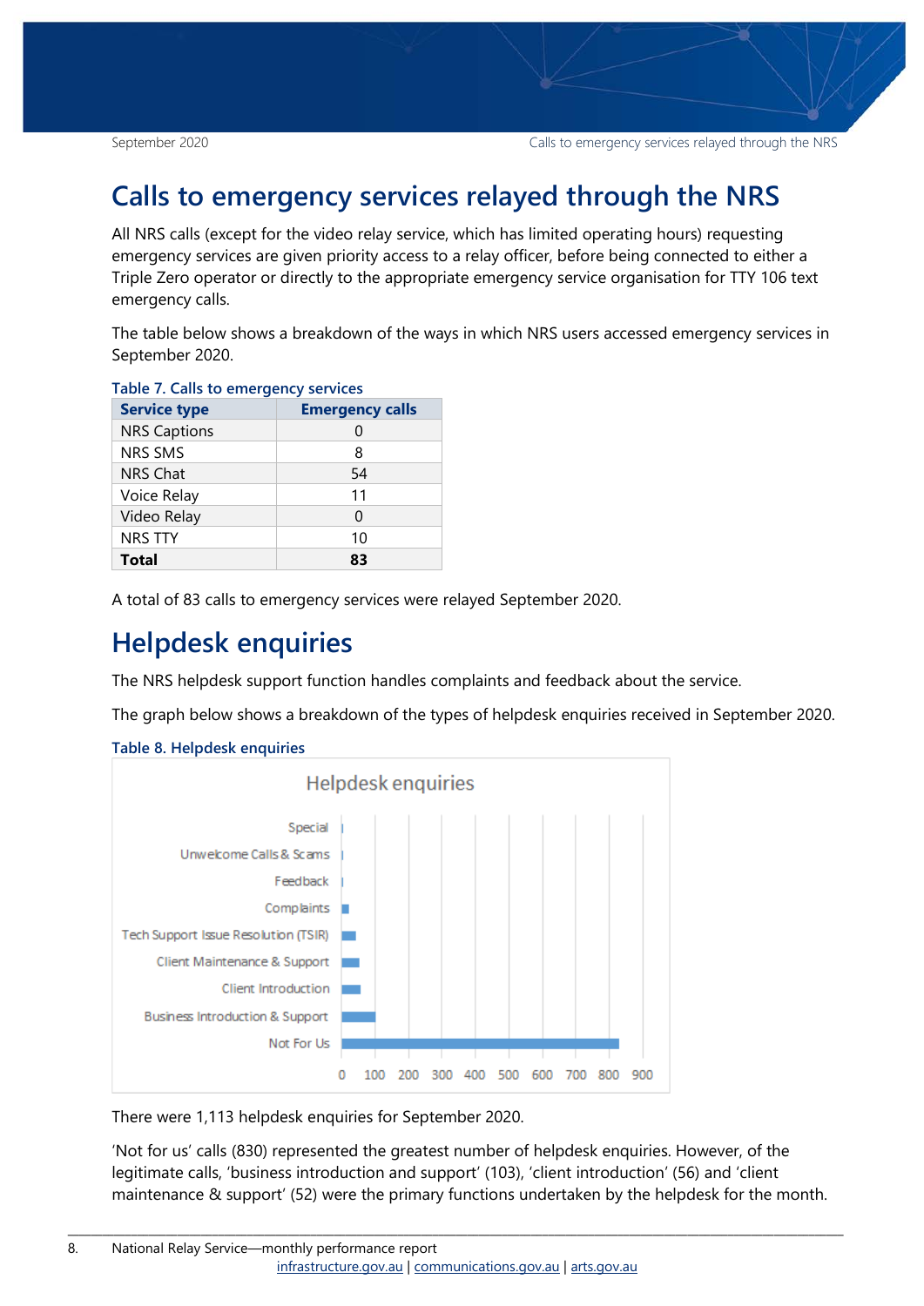# Calls to emergency services relayed through the NRS

All NRS calls (except for the video relay service, which has limited operating hours) requesting emergency services are given priority access to a relay officer, before being connected to either a Triple Zero operator or directly to the appropriate emergency service organisation for TTY 106 text emergency calls.

The table below shows a breakdown of the ways in which NRS users accessed emergency services in September 2020.

Table 7. Calls to emergency services

| Service type | Emergency calls |
|---|---|
| NRS Captions | 0 |
| NRS SMS | 8 |
| NRS Chat | 54 |
| Voice Relay | 11 |
| Video Relay | 0 |
| NRS TTY | 10 |
| **Total** | **83** |

A total of 83 calls to emergency services were relayed September 2020.

# Helpdesk enquiries

The NRS helpdesk support function handles complaints and feedback about the service.

The graph below shows a breakdown of the types of helpdesk enquiries received in September 2020.

Table 8. Helpdesk enquiries

Helpdesk enquiries

Special

Unwelcome Calls & Scams

Feedback

Complaints

Tech Support Issue Resolution (TSIR)

Client Maintenance & Support

Client Introduction

Business Introduction & Support

Not For Us

0 100 200 300 400 500 600 700 800 900

There were 1,113 helpdesk enquiries for September 2020.

'Not for us' calls (830) represented the greatest number of helpdesk enquiries. However, of the legitimate calls, 'business introduction and support' (103), 'client introduction' (56) and 'client maintenance & support' (52) were the primary functions undertaken by the helpdesk for the month.